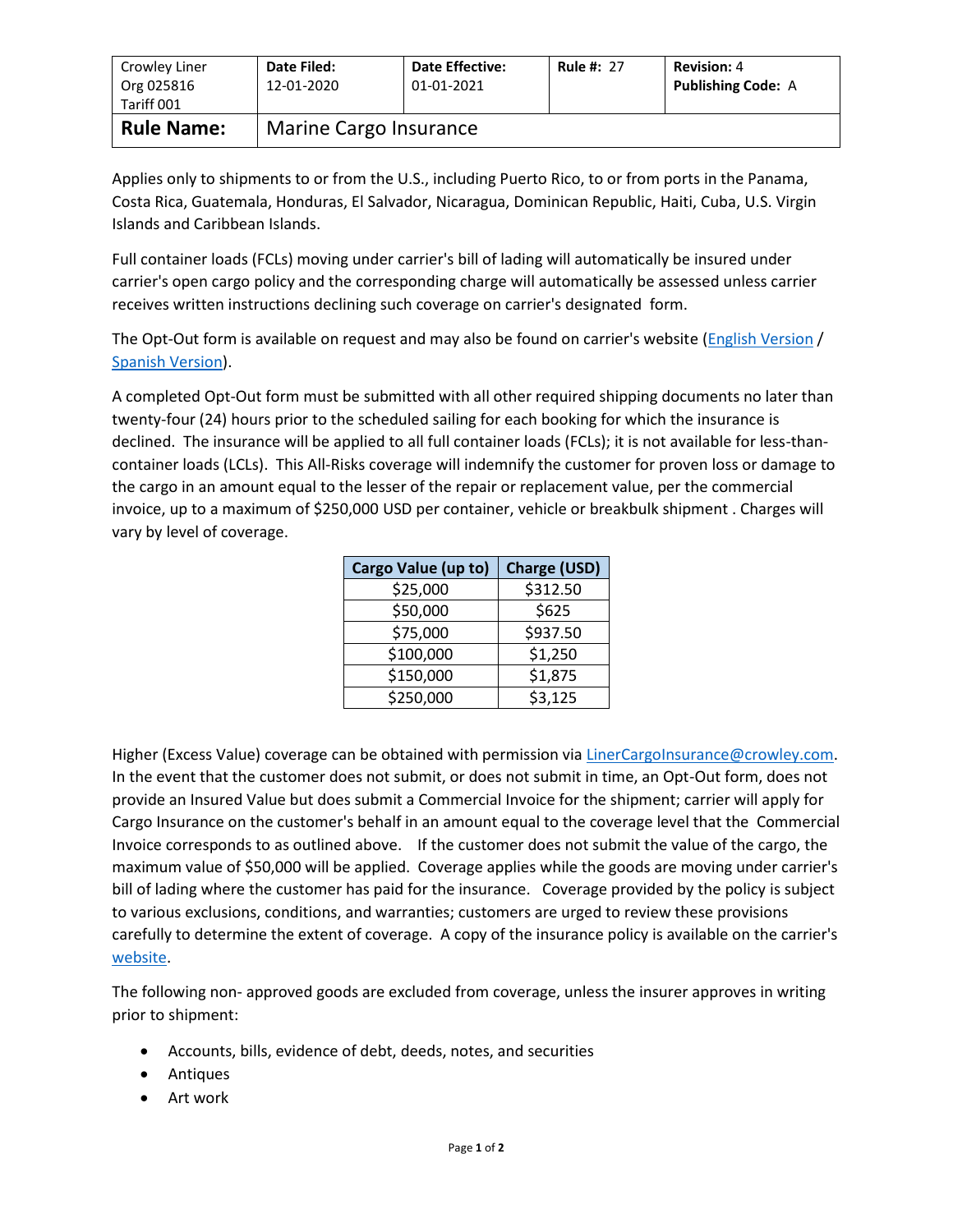| Crowley Liner<br>Org 025816<br>Tariff 001 | **Date Filed:**<br>12-01-2020 | **Date Effective:**<br>01-01-2021 | **Rule #:** 27 | **Revision:** 4<br>**Publishing Code:** A |
|---|---|---|---|---|
| **Rule Name:** | Marine Cargo Insurance | | | |

Applies only to shipments to or from the U.S., including Puerto Rico, to or from ports in the Panama, Costa Rica, Guatemala, Honduras, El Salvador, Nicaragua, Dominican Republic, Haiti, Cuba, U.S. Virgin Islands and Caribbean Islands.

Full container loads (FCLs) moving under carrier's bill of lading will automatically be insured under carrier's open cargo policy and the corresponding charge will automatically be assessed unless carrier receives written instructions declining such coverage on carrier's designated form.

The Opt-Out form is available on request and may also be found on carrier's website (English Version / Spanish Version).

A completed Opt-Out form must be submitted with all other required shipping documents no later than twenty-four (24) hours prior to the scheduled sailing for each booking for which the insurance is declined. The insurance will be applied to all full container loads (FCLs); it is not available for less-than-container loads (LCLs). This All-Risks coverage will indemnify the customer for proven loss or damage to the cargo in an amount equal to the lesser of the repair or replacement value, per the commercial invoice, up to a maximum of $250,000 USD per container, vehicle or breakbulk shipment . Charges will vary by level of coverage.

| Cargo Value (up to) | Charge (USD) |
|---|---|
| $25,000 | $312.50 |
| $50,000 | $625 |
| $75,000 | $937.50 |
| $100,000 | $1,250 |
| $150,000 | $1,875 |
| $250,000 | $3,125 |

Higher (Excess Value) coverage can be obtained with permission via LinerCargoInsurance@crowley.com. In the event that the customer does not submit, or does not submit in time, an Opt-Out form, does not provide an Insured Value but does submit a Commercial Invoice for the shipment; carrier will apply for Cargo Insurance on the customer's behalf in an amount equal to the coverage level that the Commercial Invoice corresponds to as outlined above. If the customer does not submit the value of the cargo, the maximum value of $50,000 will be applied. Coverage applies while the goods are moving under carrier's bill of lading where the customer has paid for the insurance. Coverage provided by the policy is subject to various exclusions, conditions, and warranties; customers are urged to review these provisions carefully to determine the extent of coverage. A copy of the insurance policy is available on the carrier's website.

The following non- approved goods are excluded from coverage, unless the insurer approves in writing prior to shipment:

- Accounts, bills, evidence of debt, deeds, notes, and securities
- Antiques
- Art work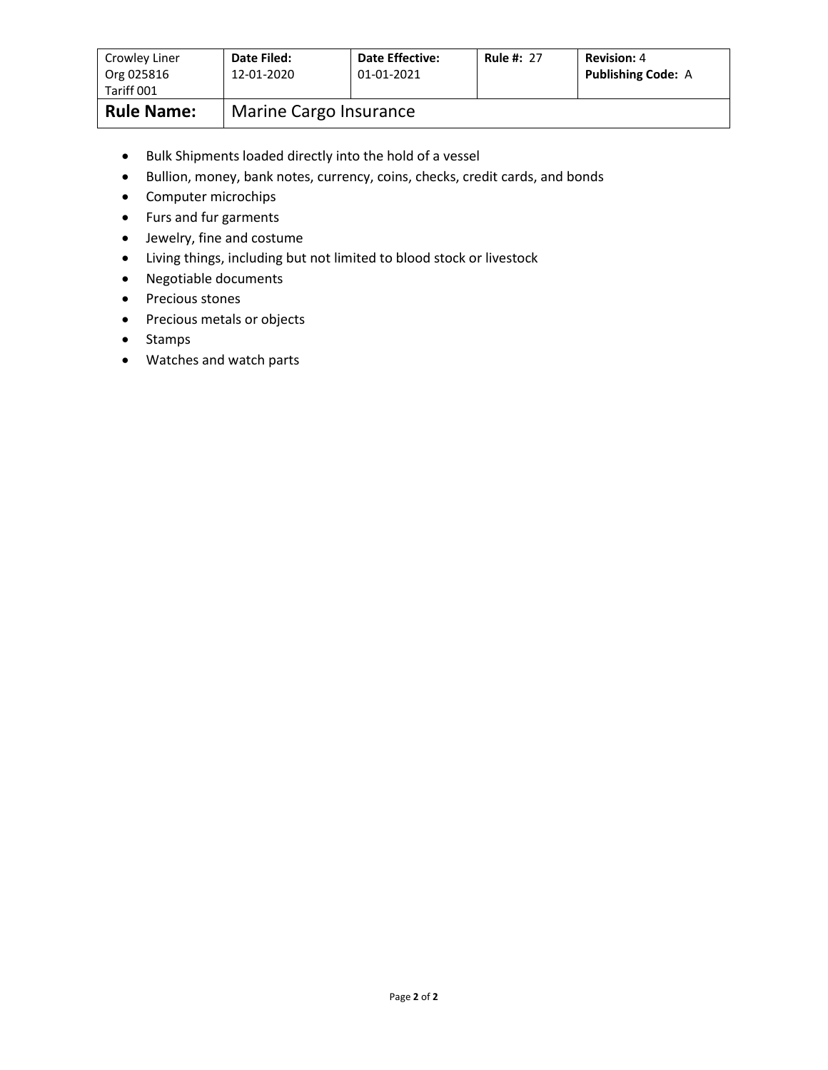- Bulk Shipments loaded directly into the hold of a vessel
- Bullion, money, bank notes, currency, coins, checks, credit cards, and bonds
- Computer microchips
- Furs and fur garments
- Jewelry, fine and costume
- Living things, including but not limited to blood stock or livestock
- Negotiable documents
- Precious stones
- Precious metals or objects
- Stamps
- Watches and watch parts